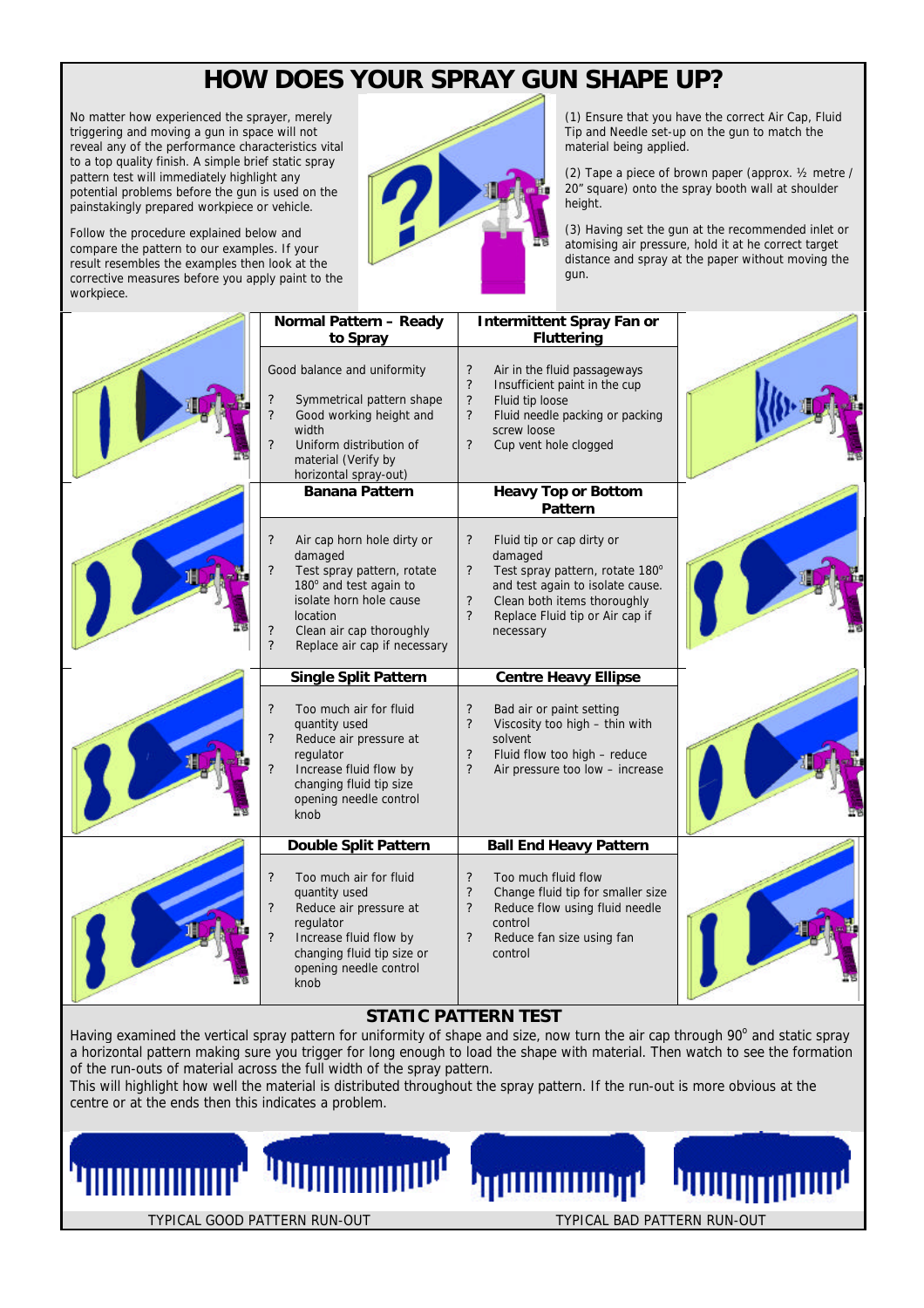# HOW DOES YOUR SPRAY GUN SHAPE UP?

No matter how experienced the sprayer, merely triggering and moving a gun in space will not reveal any of the performance characteristics vital to a top quality finish. A simple brief static spray pattern test will immediately highlight any potential problems before the gun is used on the painstakingly prepared workpiece or vehicle.

Follow the procedure explained below and compare the pattern to our examples. If your result resembles the examples then look at the corrective measures before you apply paint to the workpiece.

(1) Ensure that you have the correct Air Cap, Fluid Tip and Needle set-up on the gun to match the material being applied.

(2) Tape a piece of brown paper (approx. ½ metre / 20" square) onto the spray booth wall at shoulder height.

(3) Having set the gun at the recommended inlet or atomising air pressure, hold it at he correct target distance and spray at the paper without moving the gun.

### Normal Pattern – Ready to Spray

Good balance and uniformity

- Symmetrical pattern shape
- Good working height and width
- Uniform distribution of material (Verify by horizontal spray-out)

### Intermittent Spray Fan or Fluttering

- Air in the fluid passageways
- Insufficient paint in the cup
- Fluid tip loose
- Fluid needle packing or packing screw loose
- Cup vent hole clogged

### Banana Pattern

- Air cap horn hole dirty or damaged
- Test spray pattern, rotate 180° and test again to isolate horn hole cause location
- Clean air cap thoroughly
- Replace air cap if necessary

### Heavy Top or Bottom Pattern

- Fluid tip or cap dirty or damaged
- Test spray pattern, rotate 180° and test again to isolate cause.
- Clean both items thoroughly
- Replace Fluid tip or Air cap if necessary

### Single Split Pattern

- Too much air for fluid quantity used
- Reduce air pressure at regulator
- Increase fluid flow by changing fluid tip size opening needle control knob

### Centre Heavy Ellipse

- Bad air or paint setting
- Viscosity too high – thin with solvent
- Fluid flow too high – reduce
- Air pressure too low – increase

### Double Split Pattern

- Too much air for fluid quantity used
- Reduce air pressure at regulator
- Increase fluid flow by changing fluid tip size or opening needle control knob

### Ball End Heavy Pattern

- Too much fluid flow
- Change fluid tip for smaller size
- Reduce flow using fluid needle control
- Reduce fan size using fan control

## STATIC PATTERN TEST

Having examined the vertical spray pattern for uniformity of shape and size, now turn the air cap through 90° and static spray a horizontal pattern making sure you trigger for long enough to load the shape with material. Then watch to see the formation of the run-outs of material across the full width of the spray pattern.

This will highlight how well the material is distributed throughout the spray pattern. If the run-out is more obvious at the centre or at the ends then this indicates a problem.

TYPICAL GOOD PATTERN RUN-OUT

TYPICAL BAD PATTERN RUN-OUT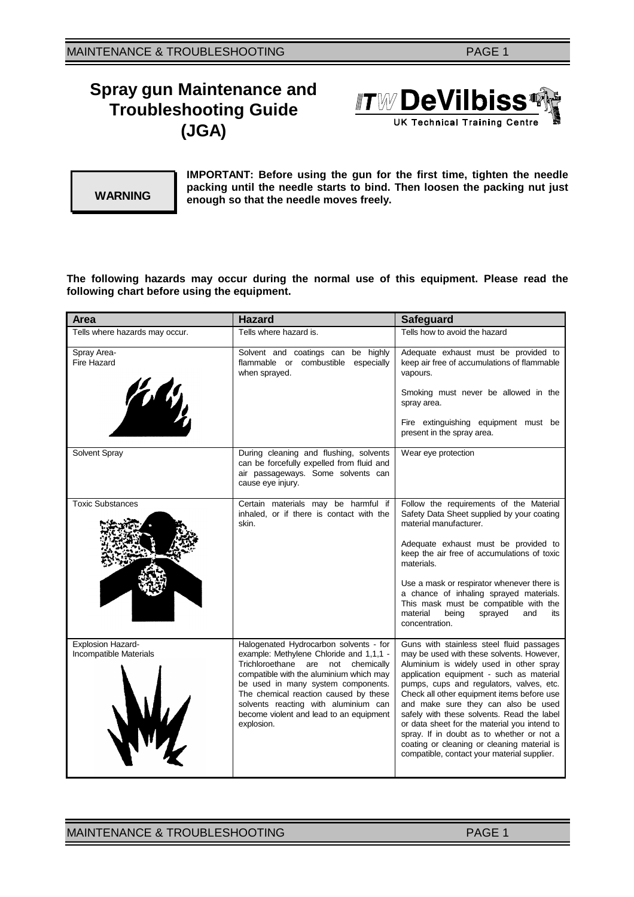# Spray gun Maintenance and Troubleshooting Guide (JGA)

ITW DeVilbiss UK Technical Training Centre

**WARNING**

**IMPORTANT: Before using the gun for the first time, tighten the needle packing until the needle starts to bind. Then loosen the packing nut just enough so that the needle moves freely.**

**The following hazards may occur during the normal use of this equipment. Please read the following chart before using the equipment.**

| Area | Hazard | Safeguard |
| --- | --- | --- |
| Tells where hazards may occur. | Tells where hazard is. | Tells how to avoid the hazard |
| Spray Area- Fire Hazard | Solvent and coatings can be highly flammable or combustible especially when sprayed. | Adequate exhaust must be provided to keep air free of accumulations of flammable vapours. <br><br> Smoking must never be allowed in the spray area. <br><br> Fire extinguishing equipment must be present in the spray area. |
| Solvent Spray | During cleaning and flushing, solvents can be forcefully expelled from fluid and air passageways. Some solvents can cause eye injury. | Wear eye protection |
| Toxic Substances | Certain materials may be harmful if inhaled, or if there is contact with the skin. | Follow the requirements of the Material Safety Data Sheet supplied by your coating material manufacturer. <br><br> Adequate exhaust must be provided to keep the air free of accumulations of toxic materials. <br><br> Use a mask or respirator whenever there is a chance of inhaling sprayed materials. This mask must be compatible with the material being sprayed and its concentration. |
| Explosion Hazard- Incompatible Materials | Halogenated Hydrocarbon solvents - for example: Methylene Chloride and 1,1,1 - Trichloroethane are not chemically compatible with the aluminium which may be used in many system components. The chemical reaction caused by these solvents reacting with aluminium can become violent and lead to an equipment explosion. | Guns with stainless steel fluid passages may be used with these solvents. However, Aluminium is widely used in other spray application equipment - such as material pumps, cups and regulators, valves, etc. Check all other equipment items before use and make sure they can also be used safely with these solvents. Read the label or data sheet for the material you intend to spray. If in doubt as to whether or not a coating or cleaning or cleaning material is compatible, contact your material supplier. |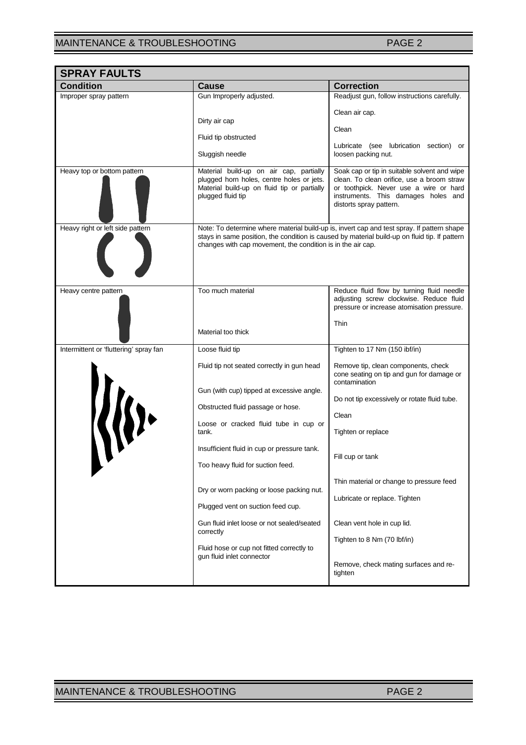## SPRAY FAULTS

| Condition | Cause | Correction |
|---|---|---|
| Improper spray pattern | Gun Improperly adjusted. | Readjust gun, follow instructions carefully. |
| | Dirty air cap | Clean air cap. |
| | Fluid tip obstructed | Clean |
| | Sluggish needle | Lubricate (see lubrication section) or loosen packing nut. |
| Heavy top or bottom pattern | Material build-up on air cap, partially plugged horn holes, centre holes or jets. Material build-up on fluid tip or partially plugged fluid tip | Soak cap or tip in suitable solvent and wipe clean. To clean orifice, use a broom straw or toothpick. Never use a wire or hard instruments. This damages holes and distorts spray pattern. |
| Heavy right or left side pattern | Note: To determine where material build-up is, invert cap and test spray. If pattern shape stays in same position, the condition is caused by material build-up on fluid tip. If pattern changes with cap movement, the condition is in the air cap. | |
| Heavy centre pattern | Too much material | Reduce fluid flow by turning fluid needle adjusting screw clockwise. Reduce fluid pressure or increase atomisation pressure. |
| | Material too thick | Thin |
| Intermittent or 'fluttering' spray fan | Loose fluid tip | Tighten to 17 Nm (150 ibf/in) |
| | Fluid tip not seated correctly in gun head | Remove tip, clean components, check cone seating on tip and gun for damage or contamination |
| | Gun (with cup) tipped at excessive angle. | Do not tip excessively or rotate fluid tube. |
| | Obstructed fluid passage or hose. | Clean |
| | Loose or cracked fluid tube in cup or tank. | Tighten or replace |
| | Insufficient fluid in cup or pressure tank. | Fill cup or tank |
| | Too heavy fluid for suction feed. | Thin material or change to pressure feed |
| | Dry or worn packing or loose packing nut. | Lubricate or replace. Tighten |
| | Plugged vent on suction feed cup. | Clean vent hole in cup lid. |
| | Gun fluid inlet loose or not sealed/seated correctly | Tighten to 8 Nm (70 lbf/in) |
| | Fluid hose or cup not fitted correctly to gun fluid inlet connector | Remove, check mating surfaces and re-tighten |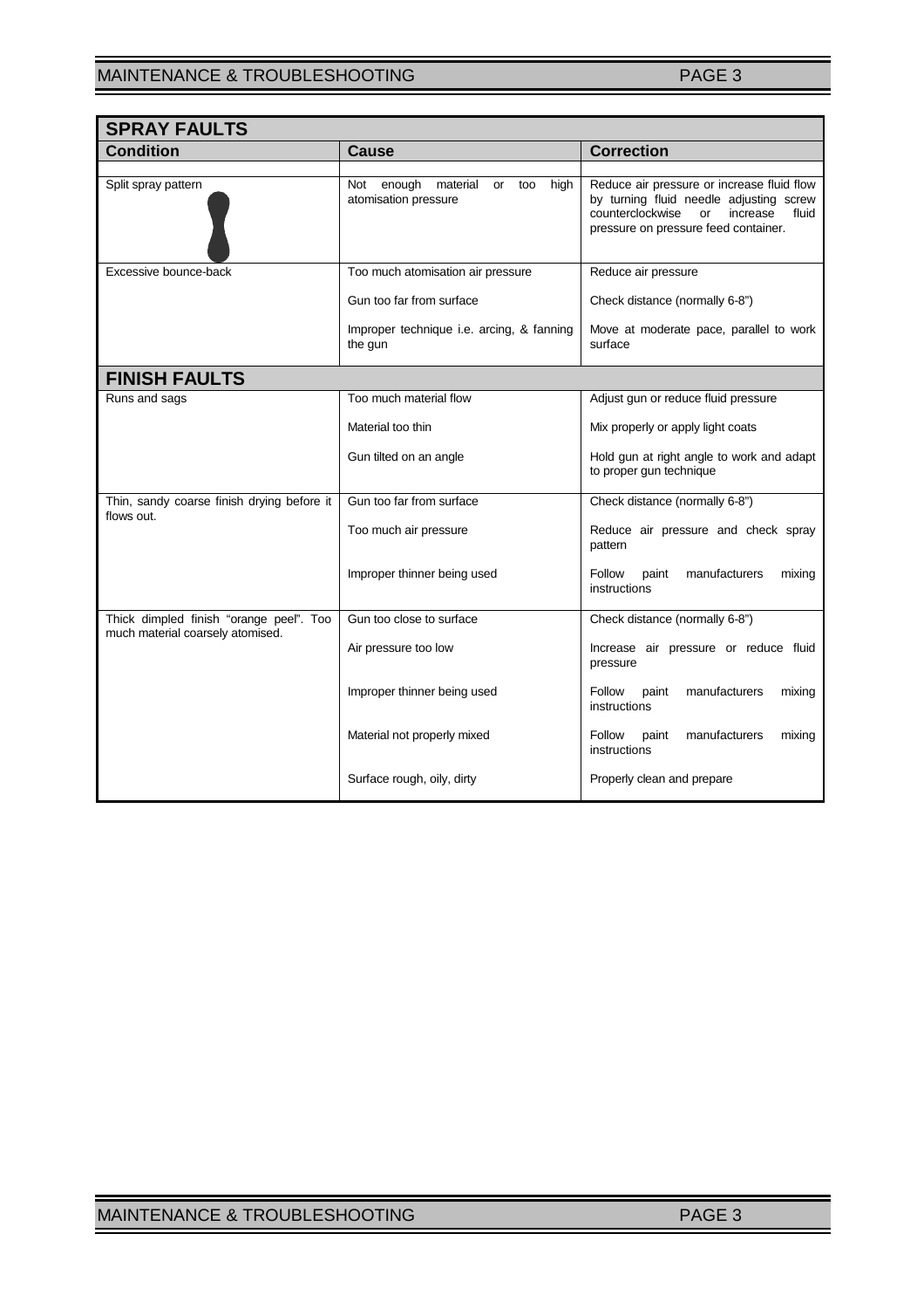## SPRAY FAULTS

| Condition | Cause | Correction |
| --- | --- | --- |
| Split spray pattern | Not enough material or too high atomisation pressure | Reduce air pressure or increase fluid flow by turning fluid needle adjusting screw counterclockwise or increase fluid pressure on pressure feed container. |
| Excessive bounce-back | Too much atomisation air pressure | Reduce air pressure |
| | Gun too far from surface | Check distance (normally 6-8") |
| | Improper technique i.e. arcing, & fanning the gun | Move at moderate pace, parallel to work surface |

## FINISH FAULTS

| Condition | Cause | Correction |
| --- | --- | --- |
| Runs and sags | Too much material flow | Adjust gun or reduce fluid pressure |
| | Material too thin | Mix properly or apply light coats |
| | Gun tilted on an angle | Hold gun at right angle to work and adapt to proper gun technique |
| Thin, sandy coarse finish drying before it flows out. | Gun too far from surface | Check distance (normally 6-8") |
| | Too much air pressure | Reduce air pressure and check spray pattern |
| | Improper thinner being used | Follow paint manufacturers mixing instructions |
| Thick dimpled finish "orange peel". Too much material coarsely atomised. | Gun too close to surface | Check distance (normally 6-8") |
| | Air pressure too low | Increase air pressure or reduce fluid pressure |
| | Improper thinner being used | Follow paint manufacturers mixing instructions |
| | Material not properly mixed | Follow paint manufacturers mixing instructions |
| | Surface rough, oily, dirty | Properly clean and prepare |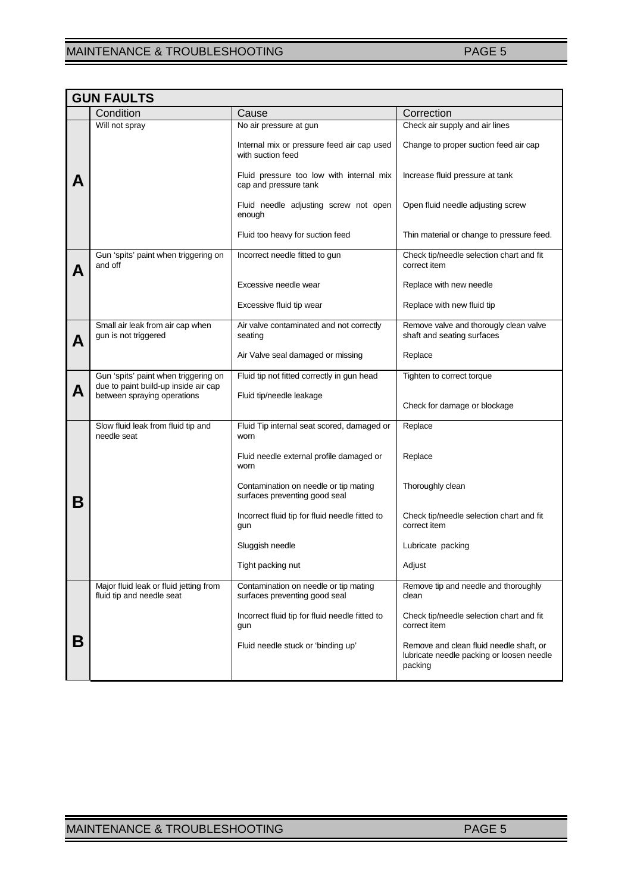## GUN FAULTS

| | Condition | Cause | Correction |
|---|---|---|---|
| **A** | Will not spray | No air pressure at gun | Check air supply and air lines |
| | | Internal mix or pressure feed air cap used with suction feed | Change to proper suction feed air cap |
| | | Fluid pressure too low with internal mix cap and pressure tank | Increase fluid pressure at tank |
| | | Fluid needle adjusting screw not open enough | Open fluid needle adjusting screw |
| | | Fluid too heavy for suction feed | Thin material or change to pressure feed. |
| **A** | Gun 'spits' paint when triggering on and off | Incorrect needle fitted to gun | Check tip/needle selection chart and fit correct item |
| | | Excessive needle wear | Replace with new needle |
| | | Excessive fluid tip wear | Replace with new fluid tip |
| **A** | Small air leak from air cap when gun is not triggered | Air valve contaminated and not correctly seating | Remove valve and thorougly clean valve shaft and seating surfaces |
| | | Air Valve seal damaged or missing | Replace |
| **A** | Gun 'spits' paint when triggering on due to paint build-up inside air cap between spraying operations | Fluid tip not fitted correctly in gun head | Tighten to correct torque |
| | | Fluid tip/needle leakage | Check for damage or blockage |
| **B** | Slow fluid leak from fluid tip and needle seat | Fluid Tip internal seat scored, damaged or worn | Replace |
| | | Fluid needle external profile damaged or worn | Replace |
| | | Contamination on needle or tip mating surfaces preventing good seal | Thoroughly clean |
| | | Incorrect fluid tip for fluid needle fitted to gun | Check tip/needle selection chart and fit correct item |
| | | Sluggish needle | Lubricate packing |
| | | Tight packing nut | Adjust |
| **B** | Major fluid leak or fluid jetting from fluid tip and needle seat | Contamination on needle or tip mating surfaces preventing good seal | Remove tip and needle and thoroughly clean |
| | | Incorrect fluid tip for fluid needle fitted to gun | Check tip/needle selection chart and fit correct item |
| | | Fluid needle stuck or 'binding up' | Remove and clean fluid needle shaft, or lubricate needle packing or loosen needle packing |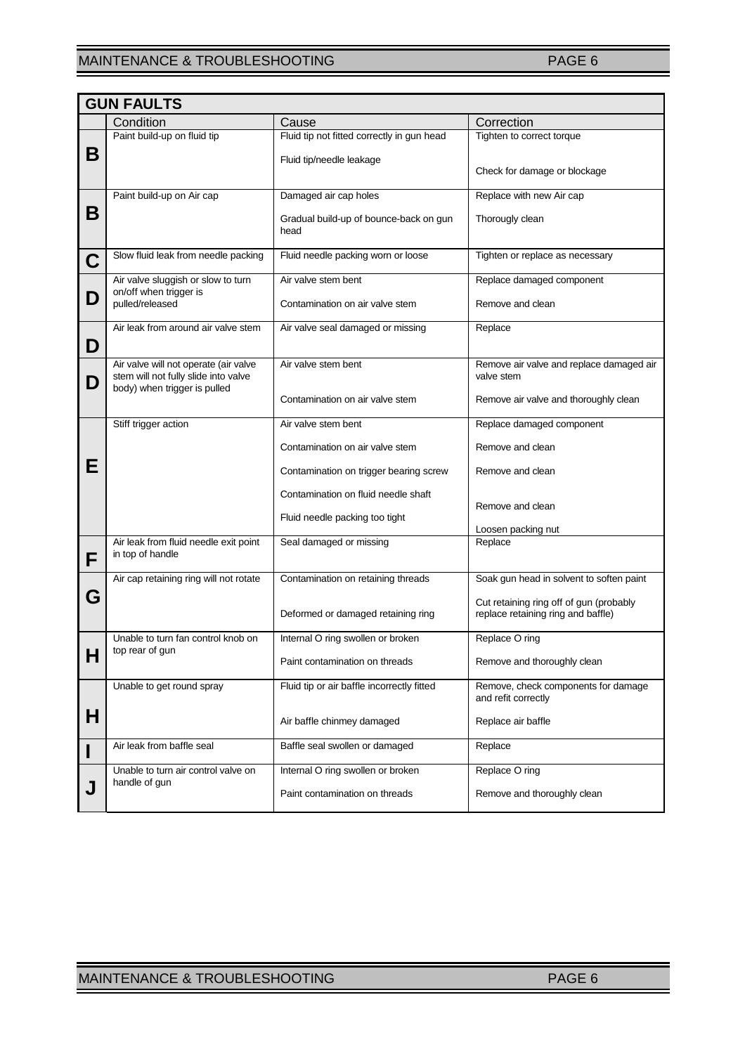## GUN FAULTS

| | Condition | Cause | Correction |
|---|---|---|---|
| **B** | Paint build-up on fluid tip | Fluid tip not fitted correctly in gun head<br><br>Fluid tip/needle leakage | Tighten to correct torque<br><br>Check for damage or blockage |
| **B** | Paint build-up on Air cap | Damaged air cap holes<br><br>Gradual build-up of bounce-back on gun head | Replace with new Air cap<br><br>Thorougly clean |
| **C** | Slow fluid leak from needle packing | Fluid needle packing worn or loose | Tighten or replace as necessary |
| **D** | Air valve sluggish or slow to turn on/off when trigger is pulled/released | Air valve stem bent<br><br>Contamination on air valve stem | Replace damaged component<br><br>Remove and clean |
| **D** | Air leak from around air valve stem | Air valve seal damaged or missing | Replace |
| **D** | Air valve will not operate (air valve stem will not fully slide into valve body) when trigger is pulled | Air valve stem bent<br><br>Contamination on air valve stem | Remove air valve and replace damaged air valve stem<br><br>Remove air valve and thoroughly clean |
| **E** | Stiff trigger action | Air valve stem bent<br><br>Contamination on air valve stem<br><br>Contamination on trigger bearing screw<br><br>Contamination on fluid needle shaft<br><br>Fluid needle packing too tight | Replace damaged component<br><br>Remove and clean<br><br>Remove and clean<br><br>Remove and clean<br><br>Loosen packing nut |
| **F** | Air leak from fluid needle exit point in top of handle | Seal damaged or missing | Replace |
| **G** | Air cap retaining ring will not rotate | Contamination on retaining threads<br><br>Deformed or damaged retaining ring | Soak gun head in solvent to soften paint<br><br>Cut retaining ring off of gun (probably replace retaining ring and baffle) |
| **H** | Unable to turn fan control knob on top rear of gun | Internal O ring swollen or broken<br><br>Paint contamination on threads | Replace O ring<br><br>Remove and thoroughly clean |
| **H** | Unable to get round spray | Fluid tip or air baffle incorrectly fitted<br><br>Air baffle chinmey damaged | Remove, check components for damage and refit correctly<br><br>Replace air baffle |
| **I** | Air leak from baffle seal | Baffle seal swollen or damaged | Replace |
| **J** | Unable to turn air control valve on handle of gun | Internal O ring swollen or broken<br><br>Paint contamination on threads | Replace O ring<br><br>Remove and thoroughly clean |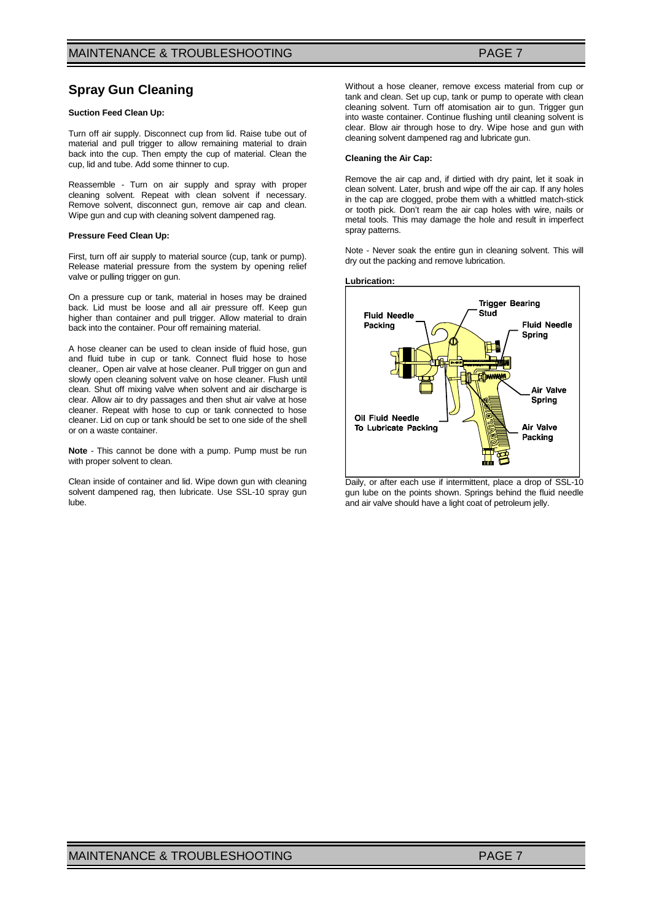## Spray Gun Cleaning

**Suction Feed Clean Up:**

Turn off air supply. Disconnect cup from lid. Raise tube out of material and pull trigger to allow remaining material to drain back into the cup. Then empty the cup of material. Clean the cup, lid and tube. Add some thinner to cup.

Reassemble - Turn on air supply and spray with proper cleaning solvent. Repeat with clean solvent if necessary. Remove solvent, disconnect gun, remove air cap and clean. Wipe gun and cup with cleaning solvent dampened rag.

**Pressure Feed Clean Up:**

First, turn off air supply to material source (cup, tank or pump). Release material pressure from the system by opening relief valve or pulling trigger on gun.

On a pressure cup or tank, material in hoses may be drained back. Lid must be loose and all air pressure off. Keep gun higher than container and pull trigger. Allow material to drain back into the container. Pour off remaining material.

A hose cleaner can be used to clean inside of fluid hose, gun and fluid tube in cup or tank. Connect fluid hose to hose cleaner,. Open air valve at hose cleaner. Pull trigger on gun and slowly open cleaning solvent valve on hose cleaner. Flush until clean. Shut off mixing valve when solvent and air discharge is clear. Allow air to dry passages and then shut air valve at hose cleaner. Repeat with hose to cup or tank connected to hose cleaner. Lid on cup or tank should be set to one side of the shell or on a waste container.

**Note** - This cannot be done with a pump. Pump must be run with proper solvent to clean.

Clean inside of container and lid. Wipe down gun with cleaning solvent dampened rag, then lubricate. Use SSL-10 spray gun lube.

Without a hose cleaner, remove excess material from cup or tank and clean. Set up cup, tank or pump to operate with clean cleaning solvent. Turn off atomisation air to gun. Trigger gun into waste container. Continue flushing until cleaning solvent is clear. Blow air through hose to dry. Wipe hose and gun with cleaning solvent dampened rag and lubricate gun.

**Cleaning the Air Cap:**

Remove the air cap and, if dirtied with dry paint, let it soak in clean solvent. Later, brush and wipe off the air cap. If any holes in the cap are clogged, probe them with a whittled match-stick or tooth pick. Don't ream the air cap holes with wire, nails or metal tools. This may damage the hole and result in imperfect spray patterns.

Note - Never soak the entire gun in cleaning solvent. This will dry out the packing and remove lubrication.

**Lubrication:**

Fluid Needle Packing; Trigger Bearing Stud; Fluid Needle Spring; Air Valve Spring; Oil Fluid Needle To Lubricate Packing; Air Valve Packing

Daily, or after each use if intermittent, place a drop of SSL-10 gun lube on the points shown. Springs behind the fluid needle and air valve should have a light coat of petroleum jelly.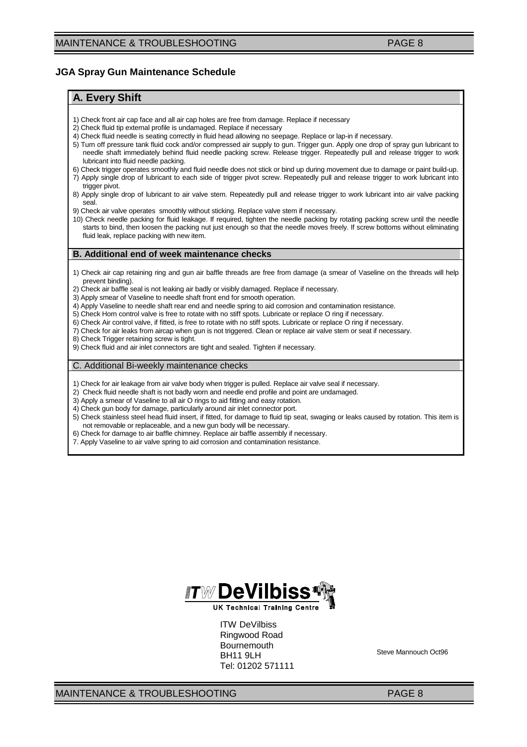## JGA Spray Gun Maintenance Schedule

### A. Every Shift

1) Check front air cap face and all air cap holes are free from damage. Replace if necessary
2) Check fluid tip external profile is undamaged. Replace if necessary
4) Check fluid needle is seating correctly in fluid head allowing no seepage. Replace or lap-in if necessary.
5) Turn off pressure tank fluid cock and/or compressed air supply to gun. Trigger gun. Apply one drop of spray gun lubricant to needle shaft immediately behind fluid needle packing screw. Release trigger. Repeatedly pull and release trigger to work lubricant into fluid needle packing.
6) Check trigger operates smoothly and fluid needle does not stick or bind up during movement due to damage or paint build-up.
7) Apply single drop of lubricant to each side of trigger pivot screw. Repeatedly pull and release trigger to work lubricant into trigger pivot.
8) Apply single drop of lubricant to air valve stem. Repeatedly pull and release trigger to work lubricant into air valve packing seal.
9) Check air valve operates smoothly without sticking. Replace valve stem if necessary.
10) Check needle packing for fluid leakage. If required, tighten the needle packing by rotating packing screw until the needle starts to bind, then loosen the packing nut just enough so that the needle moves freely. If screw bottoms without eliminating fluid leak, replace packing with new item.

### B. Additional end of week maintenance checks

1) Check air cap retaining ring and gun air baffle threads are free from damage (a smear of Vaseline on the threads will help prevent binding).
2) Check air baffle seal is not leaking air badly or visibly damaged. Replace if necessary.
3) Apply smear of Vaseline to needle shaft front end for smooth operation.
4) Apply Vaseline to needle shaft rear end and needle spring to aid corrosion and contamination resistance.
5) Check Horn control valve is free to rotate with no stiff spots. Lubricate or replace O ring if necessary.
6) Check Air control valve, if fitted, is free to rotate with no stiff spots. Lubricate or replace O ring if necessary.
7) Check for air leaks from aircap when gun is not triggered. Clean or replace air valve stem or seat if necessary.
8) Check Trigger retaining screw is tight.
9) Check fluid and air inlet connectors are tight and sealed. Tighten if necessary.

### C. Additional Bi-weekly maintenance checks

1) Check for air leakage from air valve body when trigger is pulled. Replace air valve seal if necessary.
2) Check fluid needle shaft is not badly worn and needle end profile and point are undamaged.
3) Apply a smear of Vaseline to all air O rings to aid fitting and easy rotation.
4) Check gun body for damage, particularly around air inlet connector port.
5) Check stainless steel head fluid insert, if fitted, for damage to fluid tip seat, swaging or leaks caused by rotation. This item is not removable or replaceable, and a new gun body will be necessary.
6) Check for damage to air baffle chimney. Replace air baffle assembly if necessary.
7. Apply Vaseline to air valve spring to aid corrosion and contamination resistance.

ITW DeVilbiss
UK Technical Training Centre

ITW DeVilbiss
Ringwood Road
Bournemouth
BH11 9LH
Tel: 01202 571111

Steve Mannouch Oct96